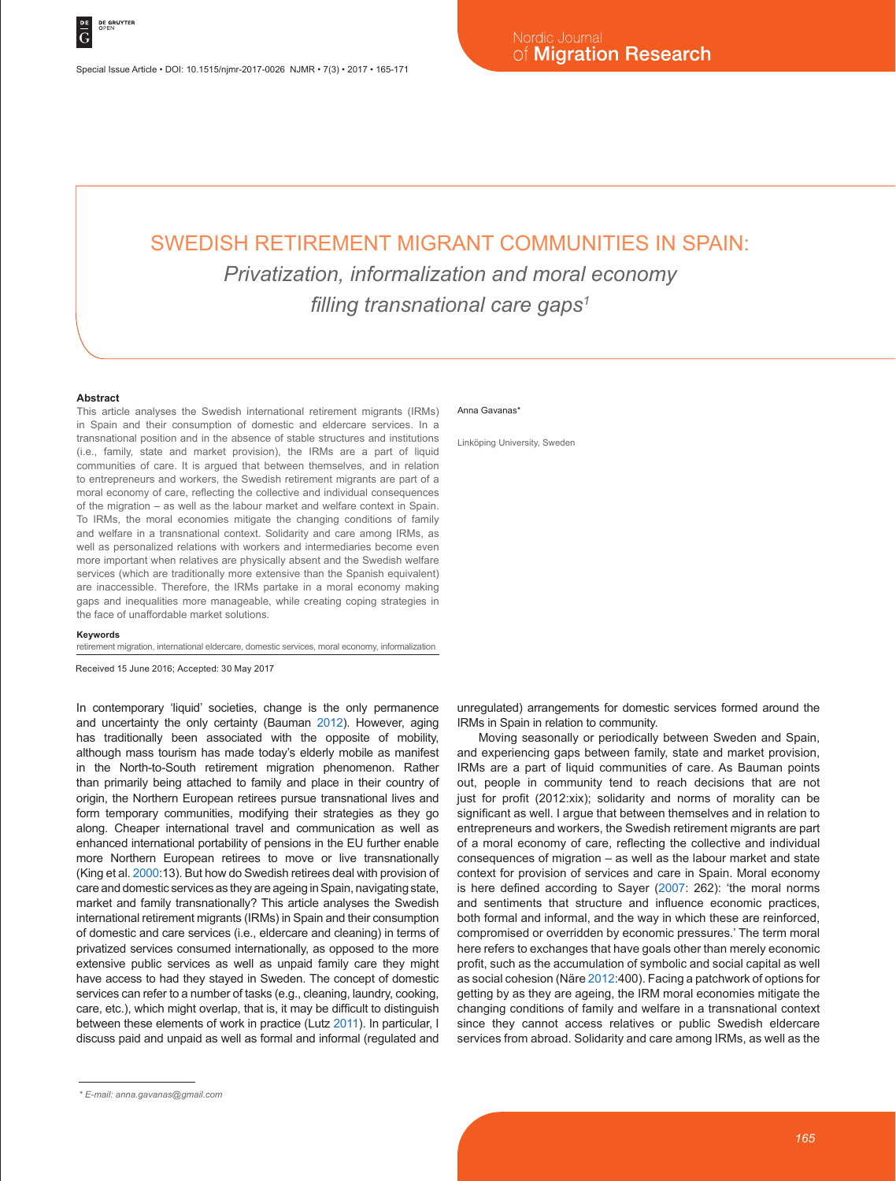# SWEDISH RETIREMENT MIGRANT COMMUNITIES IN SPAIN:

## *Privatization, informalization and moral economy filling transnational care gaps*[1]

Anna Gavanas*

Linköping University, Sweden

### Abstract

This article analyses the Swedish international retirement migrants (IRMs) in Spain and their consumption of domestic and eldercare services. In a transnational position and in the absence of stable structures and institutions (i.e., family, state and market provision), the IRMs are a part of liquid communities of care. It is argued that between themselves, and in relation to entrepreneurs and workers, the Swedish retirement migrants are part of a moral economy of care, reflecting the collective and individual consequences of the migration – as well as the labour market and welfare context in Spain. To IRMs, the moral economies mitigate the changing conditions of family and welfare in a transnational context. Solidarity and care among IRMs, as well as personalized relations with workers and intermediaries become even more important when relatives are physically absent and the Swedish welfare services (which are traditionally more extensive than the Spanish equivalent) are inaccessible. Therefore, the IRMs partake in a moral economy making gaps and inequalities more manageable, while creating coping strategies in the face of unaffordable market solutions.

### Keywords

retirement migration, international eldercare, domestic services, moral economy, informalization

Received 15 June 2016; Accepted: 30 May 2017

In contemporary 'liquid' societies, change is the only permanence and uncertainty the only certainty (Bauman 2012). However, aging has traditionally been associated with the opposite of mobility, although mass tourism has made today's elderly mobile as manifest in the North-to-South retirement migration phenomenon. Rather than primarily being attached to family and place in their country of origin, the Northern European retirees pursue transnational lives and form temporary communities, modifying their strategies as they go along. Cheaper international travel and communication as well as enhanced international portability of pensions in the EU further enable more Northern European retirees to move or live transnationally (King et al. 2000:13). But how do Swedish retirees deal with provision of care and domestic services as they are ageing in Spain, navigating state, market and family transnationally? This article analyses the Swedish international retirement migrants (IRMs) in Spain and their consumption of domestic and care services (i.e., eldercare and cleaning) in terms of privatized services consumed internationally, as opposed to the more extensive public services as well as unpaid family care they might have access to had they stayed in Sweden. The concept of domestic services can refer to a number of tasks (e.g., cleaning, laundry, cooking, care, etc.), which might overlap, that is, it may be difficult to distinguish between these elements of work in practice (Lutz 2011). In particular, I discuss paid and unpaid as well as formal and informal (regulated and unregulated) arrangements for domestic services formed around the IRMs in Spain in relation to community.

Moving seasonally or periodically between Sweden and Spain, and experiencing gaps between family, state and market provision, IRMs are a part of liquid communities of care. As Bauman points out, people in community tend to reach decisions that are not just for profit (2012:xix); solidarity and norms of morality can be significant as well. I argue that between themselves and in relation to entrepreneurs and workers, the Swedish retirement migrants are part of a moral economy of care, reflecting the collective and individual consequences of migration – as well as the labour market and state context for provision of services and care in Spain. Moral economy is here defined according to Sayer (2007: 262): 'the moral norms and sentiments that structure and influence economic practices, both formal and informal, and the way in which these are reinforced, compromised or overridden by economic pressures.' The term moral here refers to exchanges that have goals other than merely economic profit, such as the accumulation of symbolic and social capital as well as social cohesion (Näre 2012:400). Facing a patchwork of options for getting by as they are ageing, the IRM moral economies mitigate the changing conditions of family and welfare in a transnational context since they cannot access relatives or public Swedish eldercare services from abroad. Solidarity and care among IRMs, as well as the

\* E-mail: anna.gavanas@gmail.com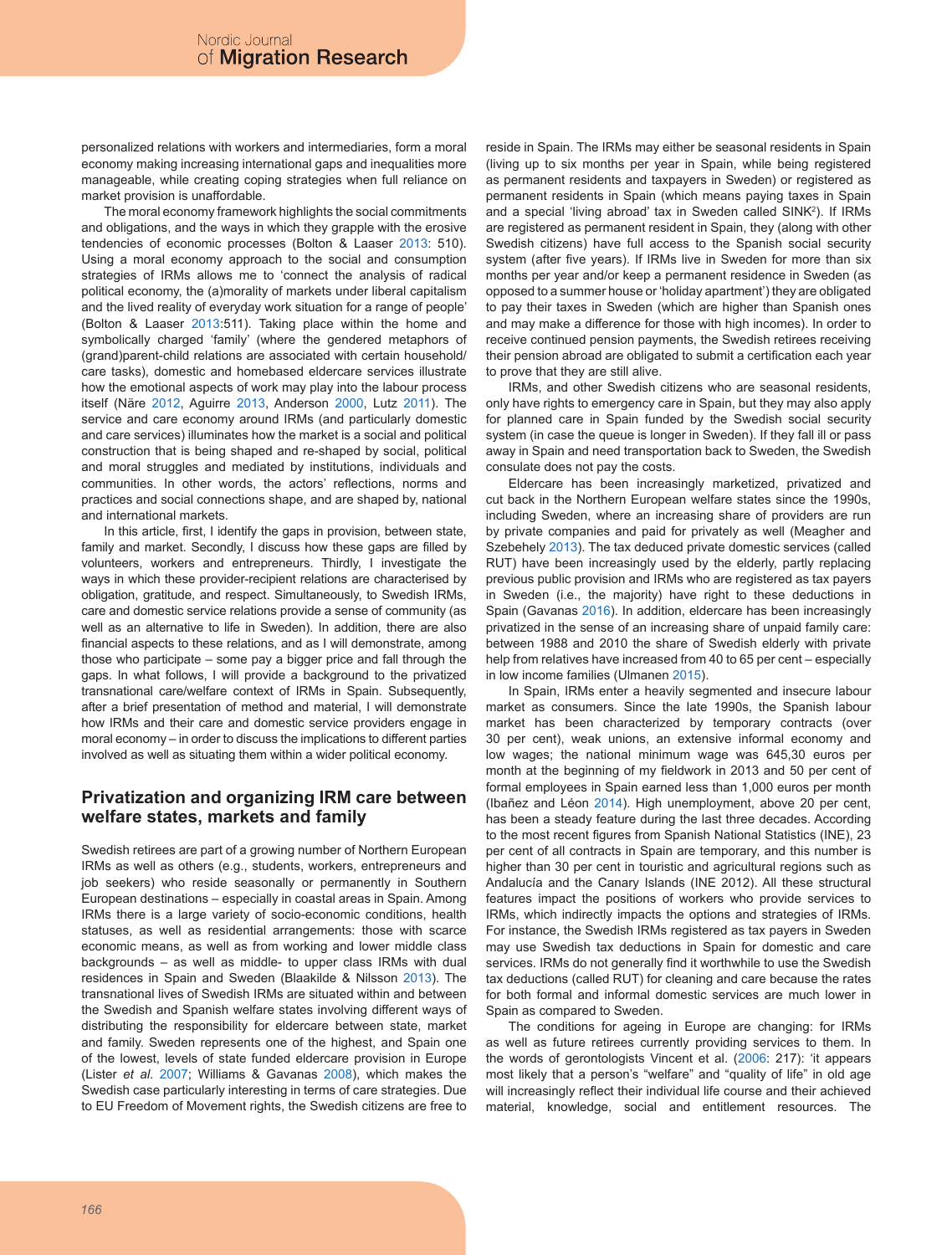personalized relations with workers and intermediaries, form a moral economy making increasing international gaps and inequalities more manageable, while creating coping strategies when full reliance on market provision is unaffordable.

The moral economy framework highlights the social commitments and obligations, and the ways in which they grapple with the erosive tendencies of economic processes (Bolton & Laaser 2013: 510). Using a moral economy approach to the social and consumption strategies of IRMs allows me to 'connect the analysis of radical political economy, the (a)morality of markets under liberal capitalism and the lived reality of everyday work situation for a range of people' (Bolton & Laaser 2013:511). Taking place within the home and symbolically charged 'family' (where the gendered metaphors of (grand)parent-child relations are associated with certain household/care tasks), domestic and homebased eldercare services illustrate how the emotional aspects of work may play into the labour process itself (Näre 2012, Aguirre 2013, Anderson 2000, Lutz 2011). The service and care economy around IRMs (and particularly domestic and care services) illuminates how the market is a social and political construction that is being shaped and re-shaped by social, political and moral struggles and mediated by institutions, individuals and communities. In other words, the actors' reflections, norms and practices and social connections shape, and are shaped by, national and international markets.

In this article, first, I identify the gaps in provision, between state, family and market. Secondly, I discuss how these gaps are filled by volunteers, workers and entrepreneurs. Thirdly, I investigate the ways in which these provider-recipient relations are characterised by obligation, gratitude, and respect. Simultaneously, to Swedish IRMs, care and domestic service relations provide a sense of community (as well as an alternative to life in Sweden). In addition, there are also financial aspects to these relations, and as I will demonstrate, among those who participate – some pay a bigger price and fall through the gaps. In what follows, I will provide a background to the privatized transnational care/welfare context of IRMs in Spain. Subsequently, after a brief presentation of method and material, I will demonstrate how IRMs and their care and domestic service providers engage in moral economy – in order to discuss the implications to different parties involved as well as situating them within a wider political economy.

## Privatization and organizing IRM care between welfare states, markets and family

Swedish retirees are part of a growing number of Northern European IRMs as well as others (e.g., students, workers, entrepreneurs and job seekers) who reside seasonally or permanently in Southern European destinations – especially in coastal areas in Spain. Among IRMs there is a large variety of socio-economic conditions, health statuses, as well as residential arrangements: those with scarce economic means, as well as from working and lower middle class backgrounds – as well as middle- to upper class IRMs with dual residences in Spain and Sweden (Blaakilde & Nilsson 2013). The transnational lives of Swedish IRMs are situated within and between the Swedish and Spanish welfare states involving different ways of distributing the responsibility for eldercare between state, market and family. Sweden represents one of the highest, and Spain one of the lowest, levels of state funded eldercare provision in Europe (Lister *et al.* 2007; Williams & Gavanas 2008), which makes the Swedish case particularly interesting in terms of care strategies. Due to EU Freedom of Movement rights, the Swedish citizens are free to reside in Spain. The IRMs may either be seasonal residents in Spain (living up to six months per year in Spain, while being registered as permanent residents and taxpayers in Sweden) or registered as permanent residents in Spain (which means paying taxes in Spain and a special 'living abroad' tax in Sweden called SINK[2]). If IRMs are registered as permanent resident in Spain, they (along with other Swedish citizens) have full access to the Spanish social security system (after five years). If IRMs live in Sweden for more than six months per year and/or keep a permanent residence in Sweden (as opposed to a summer house or 'holiday apartment') they are obligated to pay their taxes in Sweden (which are higher than Spanish ones and may make a difference for those with high incomes). In order to receive continued pension payments, the Swedish retirees receiving their pension abroad are obligated to submit a certification each year to prove that they are still alive.

IRMs, and other Swedish citizens who are seasonal residents, only have rights to emergency care in Spain, but they may also apply for planned care in Spain funded by the Swedish social security system (in case the queue is longer in Sweden). If they fall ill or pass away in Spain and need transportation back to Sweden, the Swedish consulate does not pay the costs.

Eldercare has been increasingly marketized, privatized and cut back in the Northern European welfare states since the 1990s, including Sweden, where an increasing share of providers are run by private companies and paid for privately as well (Meagher and Szebehely 2013). The tax deduced private domestic services (called RUT) have been increasingly used by the elderly, partly replacing previous public provision and IRMs who are registered as tax payers in Sweden (i.e., the majority) have right to these deductions in Spain (Gavanas 2016). In addition, eldercare has been increasingly privatized in the sense of an increasing share of unpaid family care: between 1988 and 2010 the share of Swedish elderly with private help from relatives have increased from 40 to 65 per cent – especially in low income families (Ulmanen 2015).

In Spain, IRMs enter a heavily segmented and insecure labour market as consumers. Since the late 1990s, the Spanish labour market has been characterized by temporary contracts (over 30 per cent), weak unions, an extensive informal economy and low wages; the national minimum wage was 645,30 euros per month at the beginning of my fieldwork in 2013 and 50 per cent of formal employees in Spain earned less than 1,000 euros per month (Ibañez and Léon 2014). High unemployment, above 20 per cent, has been a steady feature during the last three decades. According to the most recent figures from Spanish National Statistics (INE), 23 per cent of all contracts in Spain are temporary, and this number is higher than 30 per cent in touristic and agricultural regions such as Andalucía and the Canary Islands (INE 2012). All these structural features impact the positions of workers who provide services to IRMs, which indirectly impacts the options and strategies of IRMs. For instance, the Swedish IRMs registered as tax payers in Sweden may use Swedish tax deductions in Spain for domestic and care services. IRMs do not generally find it worthwhile to use the Swedish tax deductions (called RUT) for cleaning and care because the rates for both formal and informal domestic services are much lower in Spain as compared to Sweden.

The conditions for ageing in Europe are changing: for IRMs as well as future retirees currently providing services to them. In the words of gerontologists Vincent et al. (2006: 217): 'it appears most likely that a person's "welfare" and "quality of life" in old age will increasingly reflect their individual life course and their achieved material, knowledge, social and entitlement resources. The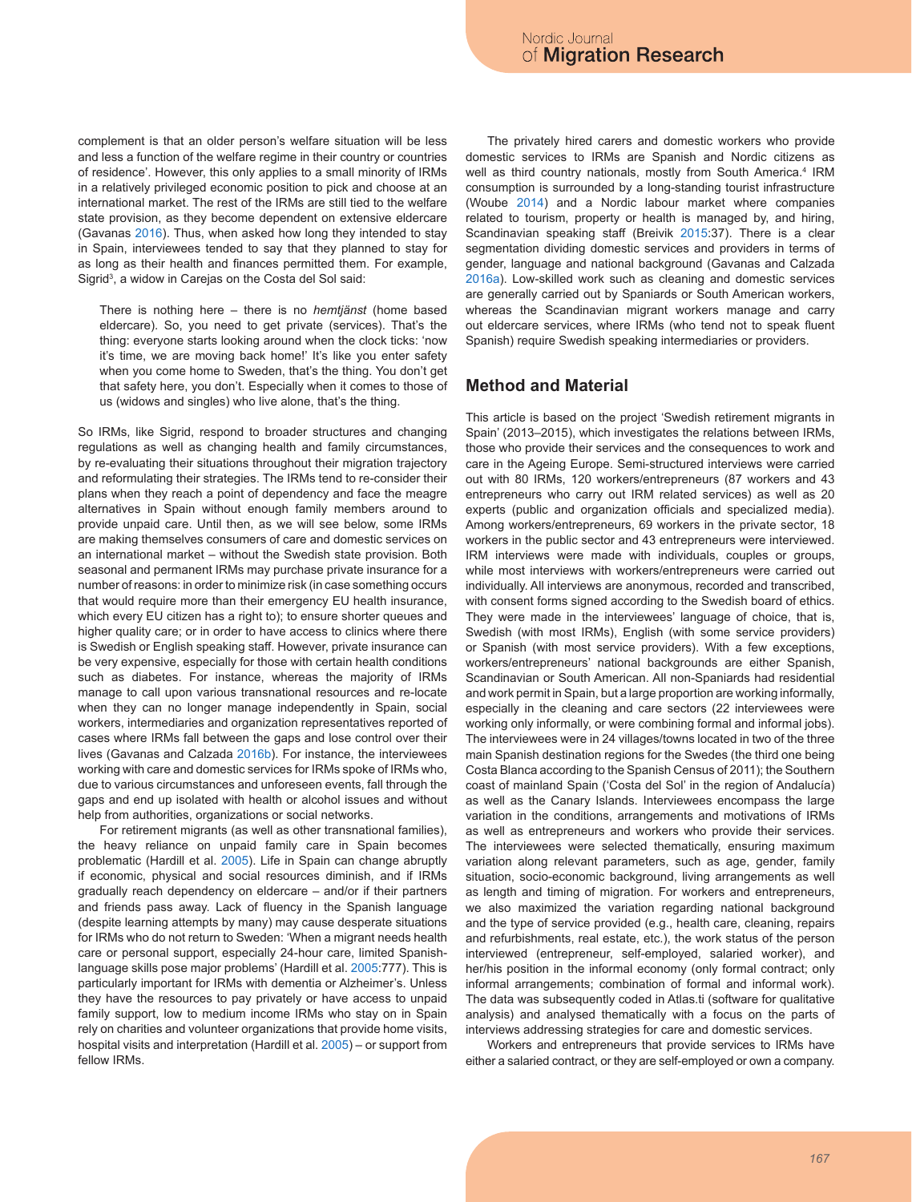complement is that an older person's welfare situation will be less and less a function of the welfare regime in their country or countries of residence'. However, this only applies to a small minority of IRMs in a relatively privileged economic position to pick and choose at an international market. The rest of the IRMs are still tied to the welfare state provision, as they become dependent on extensive eldercare (Gavanas 2016). Thus, when asked how long they intended to stay in Spain, interviewees tended to say that they planned to stay for as long as their health and finances permitted them. For example, Sigrid[3], a widow in Carejas on the Costa del Sol said:

> There is nothing here – there is no *hemtjänst* (home based eldercare). So, you need to get private (services). That's the thing: everyone starts looking around when the clock ticks: 'now it's time, we are moving back home!' It's like you enter safety when you come home to Sweden, that's the thing. You don't get that safety here, you don't. Especially when it comes to those of us (widows and singles) who live alone, that's the thing.

So IRMs, like Sigrid, respond to broader structures and changing regulations as well as changing health and family circumstances, by re-evaluating their situations throughout their migration trajectory and reformulating their strategies. The IRMs tend to re-consider their plans when they reach a point of dependency and face the meagre alternatives in Spain without enough family members around to provide unpaid care. Until then, as we will see below, some IRMs are making themselves consumers of care and domestic services on an international market – without the Swedish state provision. Both seasonal and permanent IRMs may purchase private insurance for a number of reasons: in order to minimize risk (in case something occurs that would require more than their emergency EU health insurance, which every EU citizen has a right to); to ensure shorter queues and higher quality care; or in order to have access to clinics where there is Swedish or English speaking staff. However, private insurance can be very expensive, especially for those with certain health conditions such as diabetes. For instance, whereas the majority of IRMs manage to call upon various transnational resources and re-locate when they can no longer manage independently in Spain, social workers, intermediaries and organization representatives reported of cases where IRMs fall between the gaps and lose control over their lives (Gavanas and Calzada 2016b). For instance, the interviewees working with care and domestic services for IRMs spoke of IRMs who, due to various circumstances and unforeseen events, fall through the gaps and end up isolated with health or alcohol issues and without help from authorities, organizations or social networks.

For retirement migrants (as well as other transnational families), the heavy reliance on unpaid family care in Spain becomes problematic (Hardill et al. 2005). Life in Spain can change abruptly if economic, physical and social resources diminish, and if IRMs gradually reach dependency on eldercare – and/or if their partners and friends pass away. Lack of fluency in the Spanish language (despite learning attempts by many) may cause desperate situations for IRMs who do not return to Sweden: 'When a migrant needs health care or personal support, especially 24-hour care, limited Spanish-language skills pose major problems' (Hardill et al. 2005:777). This is particularly important for IRMs with dementia or Alzheimer's. Unless they have the resources to pay privately or have access to unpaid family support, low to medium income IRMs who stay on in Spain rely on charities and volunteer organizations that provide home visits, hospital visits and interpretation (Hardill et al. 2005) – or support from fellow IRMs.

The privately hired carers and domestic workers who provide domestic services to IRMs are Spanish and Nordic citizens as well as third country nationals, mostly from South America.[4] IRM consumption is surrounded by a long-standing tourist infrastructure (Woube 2014) and a Nordic labour market where companies related to tourism, property or health is managed by, and hiring, Scandinavian speaking staff (Breivik 2015:37). There is a clear segmentation dividing domestic services and providers in terms of gender, language and national background (Gavanas and Calzada 2016a). Low-skilled work such as cleaning and domestic services are generally carried out by Spaniards or South American workers, whereas the Scandinavian migrant workers manage and carry out eldercare services, where IRMs (who tend not to speak fluent Spanish) require Swedish speaking intermediaries or providers.

## Method and Material

This article is based on the project 'Swedish retirement migrants in Spain' (2013–2015), which investigates the relations between IRMs, those who provide their services and the consequences to work and care in the Ageing Europe. Semi-structured interviews were carried out with 80 IRMs, 120 workers/entrepreneurs (87 workers and 43 entrepreneurs who carry out IRM related services) as well as 20 experts (public and organization officials and specialized media). Among workers/entrepreneurs, 69 workers in the private sector, 18 workers in the public sector and 43 entrepreneurs were interviewed. IRM interviews were made with individuals, couples or groups, while most interviews with workers/entrepreneurs were carried out individually. All interviews are anonymous, recorded and transcribed, with consent forms signed according to the Swedish board of ethics. They were made in the interviewees' language of choice, that is, Swedish (with most IRMs), English (with some service providers) or Spanish (with most service providers). With a few exceptions, workers/entrepreneurs' national backgrounds are either Spanish, Scandinavian or South American. All non-Spaniards had residential and work permit in Spain, but a large proportion are working informally, especially in the cleaning and care sectors (22 interviewees were working only informally, or were combining formal and informal jobs). The interviewees were in 24 villages/towns located in two of the three main Spanish destination regions for the Swedes (the third one being Costa Blanca according to the Spanish Census of 2011); the Southern coast of mainland Spain ('Costa del Sol' in the region of Andalucía) as well as the Canary Islands. Interviewees encompass the large variation in the conditions, arrangements and motivations of IRMs as well as entrepreneurs and workers who provide their services. The interviewees were selected thematically, ensuring maximum variation along relevant parameters, such as age, gender, family situation, socio-economic background, living arrangements as well as length and timing of migration. For workers and entrepreneurs, we also maximized the variation regarding national background and the type of service provided (e.g., health care, cleaning, repairs and refurbishments, real estate, etc.), the work status of the person interviewed (entrepreneur, self-employed, salaried worker), and her/his position in the informal economy (only formal contract; only informal arrangements; combination of formal and informal work). The data was subsequently coded in Atlas.ti (software for qualitative analysis) and analysed thematically with a focus on the parts of interviews addressing strategies for care and domestic services.

Workers and entrepreneurs that provide services to IRMs have either a salaried contract, or they are self-employed or own a company.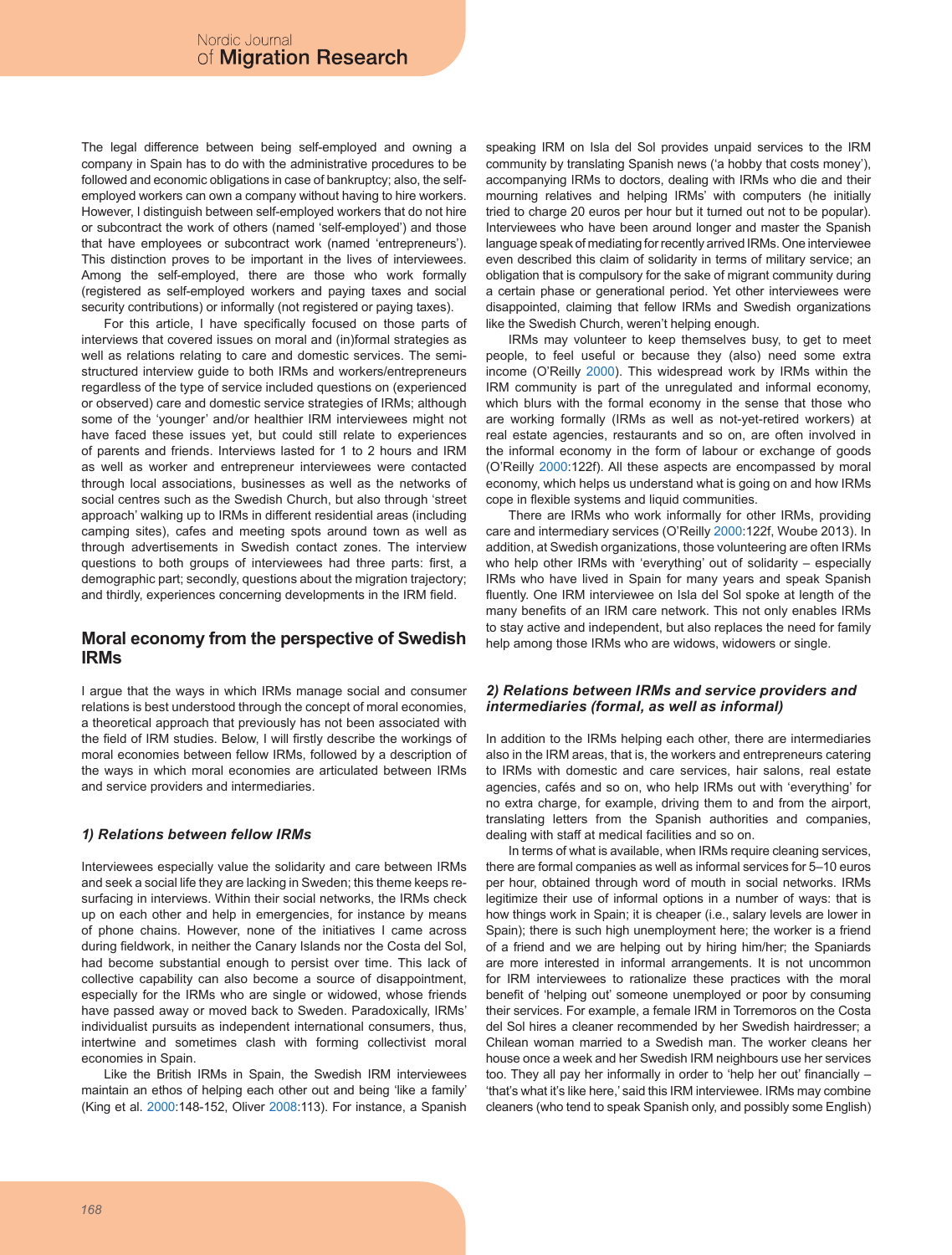The legal difference between being self-employed and owning a company in Spain has to do with the administrative procedures to be followed and economic obligations in case of bankruptcy; also, the self-employed workers can own a company without having to hire workers. However, I distinguish between self-employed workers that do not hire or subcontract the work of others (named 'self-employed') and those that have employees or subcontract work (named 'entrepreneurs'). This distinction proves to be important in the lives of interviewees. Among the self-employed, there are those who work formally (registered as self-employed workers and paying taxes and social security contributions) or informally (not registered or paying taxes).

For this article, I have specifically focused on those parts of interviews that covered issues on moral and (in)formal strategies as well as relations relating to care and domestic services. The semi-structured interview guide to both IRMs and workers/entrepreneurs regardless of the type of service included questions on (experienced or observed) care and domestic service strategies of IRMs; although some of the 'younger' and/or healthier IRM interviewees might not have faced these issues yet, but could still relate to experiences of parents and friends. Interviews lasted for 1 to 2 hours and IRM as well as worker and entrepreneur interviewees were contacted through local associations, businesses as well as the networks of social centres such as the Swedish Church, but also through 'street approach' walking up to IRMs in different residential areas (including camping sites), cafes and meeting spots around town as well as through advertisements in Swedish contact zones. The interview questions to both groups of interviewees had three parts: first, a demographic part; secondly, questions about the migration trajectory; and thirdly, experiences concerning developments in the IRM field.

## Moral economy from the perspective of Swedish IRMs

I argue that the ways in which IRMs manage social and consumer relations is best understood through the concept of moral economies, a theoretical approach that previously has not been associated with the field of IRM studies. Below, I will firstly describe the workings of moral economies between fellow IRMs, followed by a description of the ways in which moral economies are articulated between IRMs and service providers and intermediaries.

### *1) Relations between fellow IRMs*

Interviewees especially value the solidarity and care between IRMs and seek a social life they are lacking in Sweden; this theme keeps re-surfacing in interviews. Within their social networks, the IRMs check up on each other and help in emergencies, for instance by means of phone chains. However, none of the initiatives I came across during fieldwork, in neither the Canary Islands nor the Costa del Sol, had become substantial enough to persist over time. This lack of collective capability can also become a source of disappointment, especially for the IRMs who are single or widowed, whose friends have passed away or moved back to Sweden. Paradoxically, IRMs' individualist pursuits as independent international consumers, thus, intertwine and sometimes clash with forming collectivist moral economies in Spain.

Like the British IRMs in Spain, the Swedish IRM interviewees maintain an ethos of helping each other out and being 'like a family' (King et al. 2000:148-152, Oliver 2008:113). For instance, a Spanish speaking IRM on Isla del Sol provides unpaid services to the IRM community by translating Spanish news ('a hobby that costs money'), accompanying IRMs to doctors, dealing with IRMs who die and their mourning relatives and helping IRMs' with computers (he initially tried to charge 20 euros per hour but it turned out not to be popular). Interviewees who have been around longer and master the Spanish language speak of mediating for recently arrived IRMs. One interviewee even described this claim of solidarity in terms of military service; an obligation that is compulsory for the sake of migrant community during a certain phase or generational period. Yet other interviewees were disappointed, claiming that fellow IRMs and Swedish organizations like the Swedish Church, weren't helping enough.

IRMs may volunteer to keep themselves busy, to get to meet people, to feel useful or because they (also) need some extra income (O'Reilly 2000). This widespread work by IRMs within the IRM community is part of the unregulated and informal economy, which blurs with the formal economy in the sense that those who are working formally (IRMs as well as not-yet-retired workers) at real estate agencies, restaurants and so on, are often involved in the informal economy in the form of labour or exchange of goods (O'Reilly 2000:122f). All these aspects are encompassed by moral economy, which helps us understand what is going on and how IRMs cope in flexible systems and liquid communities.

There are IRMs who work informally for other IRMs, providing care and intermediary services (O'Reilly 2000:122f, Woube 2013). In addition, at Swedish organizations, those volunteering are often IRMs who help other IRMs with 'everything' out of solidarity – especially IRMs who have lived in Spain for many years and speak Spanish fluently. One IRM interviewee on Isla del Sol spoke at length of the many benefits of an IRM care network. This not only enables IRMs to stay active and independent, but also replaces the need for family help among those IRMs who are widows, widowers or single.

### *2) Relations between IRMs and service providers and intermediaries (formal, as well as informal)*

In addition to the IRMs helping each other, there are intermediaries also in the IRM areas, that is, the workers and entrepreneurs catering to IRMs with domestic and care services, hair salons, real estate agencies, cafés and so on, who help IRMs out with 'everything' for no extra charge, for example, driving them to and from the airport, translating letters from the Spanish authorities and companies, dealing with staff at medical facilities and so on.

In terms of what is available, when IRMs require cleaning services, there are formal companies as well as informal services for 5–10 euros per hour, obtained through word of mouth in social networks. IRMs legitimize their use of informal options in a number of ways: that is how things work in Spain; it is cheaper (i.e., salary levels are lower in Spain); there is such high unemployment here; the worker is a friend of a friend and we are helping out by hiring him/her; the Spaniards are more interested in informal arrangements. It is not uncommon for IRM interviewees to rationalize these practices with the moral benefit of 'helping out' someone unemployed or poor by consuming their services. For example, a female IRM in Torremoros on the Costa del Sol hires a cleaner recommended by her Swedish hairdresser; a Chilean woman married to a Swedish man. The worker cleans her house once a week and her Swedish IRM neighbours use her services too. They all pay her informally in order to 'help her out' financially – 'that's what it's like here,' said this IRM interviewee. IRMs may combine cleaners (who tend to speak Spanish only, and possibly some English)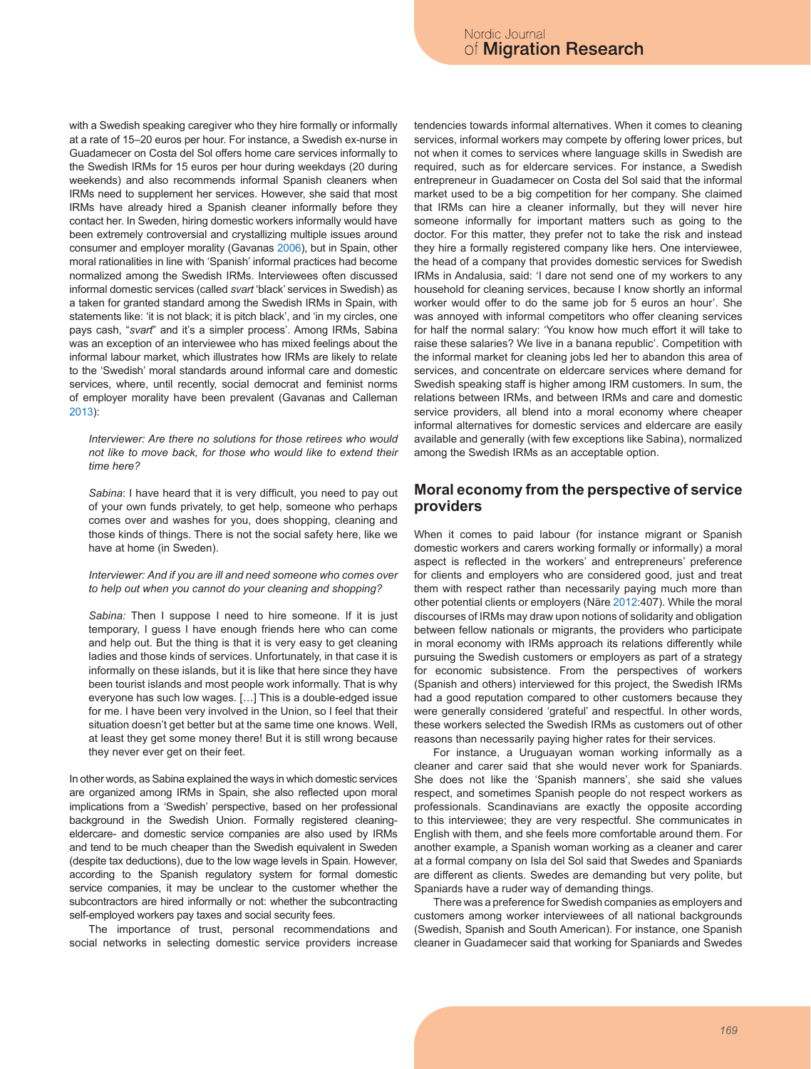with a Swedish speaking caregiver who they hire formally or informally at a rate of 15–20 euros per hour. For instance, a Swedish ex-nurse in Guadamecer on Costa del Sol offers home care services informally to the Swedish IRMs for 15 euros per hour during weekdays (20 during weekends) and also recommends informal Spanish cleaners when IRMs need to supplement her services. However, she said that most IRMs have already hired a Spanish cleaner informally before they contact her. In Sweden, hiring domestic workers informally would have been extremely controversial and crystallizing multiple issues around consumer and employer morality (Gavanas 2006), but in Spain, other moral rationalities in line with 'Spanish' informal practices had become normalized among the Swedish IRMs. Interviewees often discussed informal domestic services (called *svart* 'black' services in Swedish) as a taken for granted standard among the Swedish IRMs in Spain, with statements like: 'it is not black; it is pitch black', and 'in my circles, one pays cash, "*svart*" and it's a simpler process'. Among IRMs, Sabina was an exception of an interviewee who has mixed feelings about the informal labour market, which illustrates how IRMs are likely to relate to the 'Swedish' moral standards around informal care and domestic services, where, until recently, social democrat and feminist norms of employer morality have been prevalent (Gavanas and Calleman 2013):

> *Interviewer: Are there no solutions for those retirees who would not like to move back, for those who would like to extend their time here?*
>
> *Sabina*: I have heard that it is very difficult, you need to pay out of your own funds privately, to get help, someone who perhaps comes over and washes for you, does shopping, cleaning and those kinds of things. There is not the social safety here, like we have at home (in Sweden).
>
> *Interviewer: And if you are ill and need someone who comes over to help out when you cannot do your cleaning and shopping?*
>
> *Sabina:* Then I suppose I need to hire someone. If it is just temporary, I guess I have enough friends here who can come and help out. But the thing is that it is very easy to get cleaning ladies and those kinds of services. Unfortunately, in that case it is informally on these islands, but it is like that here since they have been tourist islands and most people work informally. That is why everyone has such low wages. […] This is a double-edged issue for me. I have been very involved in the Union, so I feel that their situation doesn't get better but at the same time one knows. Well, at least they get some money there! But it is still wrong because they never ever get on their feet.

In other words, as Sabina explained the ways in which domestic services are organized among IRMs in Spain, she also reflected upon moral implications from a 'Swedish' perspective, based on her professional background in the Swedish Union. Formally registered cleaning-eldercare- and domestic service companies are also used by IRMs and tend to be much cheaper than the Swedish equivalent in Sweden (despite tax deductions), due to the low wage levels in Spain. However, according to the Spanish regulatory system for formal domestic service companies, it may be unclear to the customer whether the subcontractors are hired informally or not: whether the subcontracting self-employed workers pay taxes and social security fees.

The importance of trust, personal recommendations and social networks in selecting domestic service providers increase tendencies towards informal alternatives. When it comes to cleaning services, informal workers may compete by offering lower prices, but not when it comes to services where language skills in Swedish are required, such as for eldercare services. For instance, a Swedish entrepreneur in Guadamecer on Costa del Sol said that the informal market used to be a big competition for her company. She claimed that IRMs can hire a cleaner informally, but they will never hire someone informally for important matters such as going to the doctor. For this matter, they prefer not to take the risk and instead they hire a formally registered company like hers. One interviewee, the head of a company that provides domestic services for Swedish IRMs in Andalusia, said: 'I dare not send one of my workers to any household for cleaning services, because I know shortly an informal worker would offer to do the same job for 5 euros an hour'. She was annoyed with informal competitors who offer cleaning services for half the normal salary: 'You know how much effort it will take to raise these salaries? We live in a banana republic'. Competition with the informal market for cleaning jobs led her to abandon this area of services, and concentrate on eldercare services where demand for Swedish speaking staff is higher among IRM customers. In sum, the relations between IRMs, and between IRMs and care and domestic service providers, all blend into a moral economy where cheaper informal alternatives for domestic services and eldercare are easily available and generally (with few exceptions like Sabina), normalized among the Swedish IRMs as an acceptable option.

## Moral economy from the perspective of service providers

When it comes to paid labour (for instance migrant or Spanish domestic workers and carers working formally or informally) a moral aspect is reflected in the workers' and entrepreneurs' preference for clients and employers who are considered good, just and treat them with respect rather than necessarily paying much more than other potential clients or employers (Näre 2012:407). While the moral discourses of IRMs may draw upon notions of solidarity and obligation between fellow nationals or migrants, the providers who participate in moral economy with IRMs approach its relations differently while pursuing the Swedish customers or employers as part of a strategy for economic subsistence. From the perspectives of workers (Spanish and others) interviewed for this project, the Swedish IRMs had a good reputation compared to other customers because they were generally considered 'grateful' and respectful. In other words, these workers selected the Swedish IRMs as customers out of other reasons than necessarily paying higher rates for their services.

For instance, a Uruguayan woman working informally as a cleaner and carer said that she would never work for Spaniards. She does not like the 'Spanish manners', she said she values respect, and sometimes Spanish people do not respect workers as professionals. Scandinavians are exactly the opposite according to this interviewee; they are very respectful. She communicates in English with them, and she feels more comfortable around them. For another example, a Spanish woman working as a cleaner and carer at a formal company on Isla del Sol said that Swedes and Spaniards are different as clients. Swedes are demanding but very polite, but Spaniards have a ruder way of demanding things.

There was a preference for Swedish companies as employers and customers among worker interviewees of all national backgrounds (Swedish, Spanish and South American). For instance, one Spanish cleaner in Guadamecer said that working for Spaniards and Swedes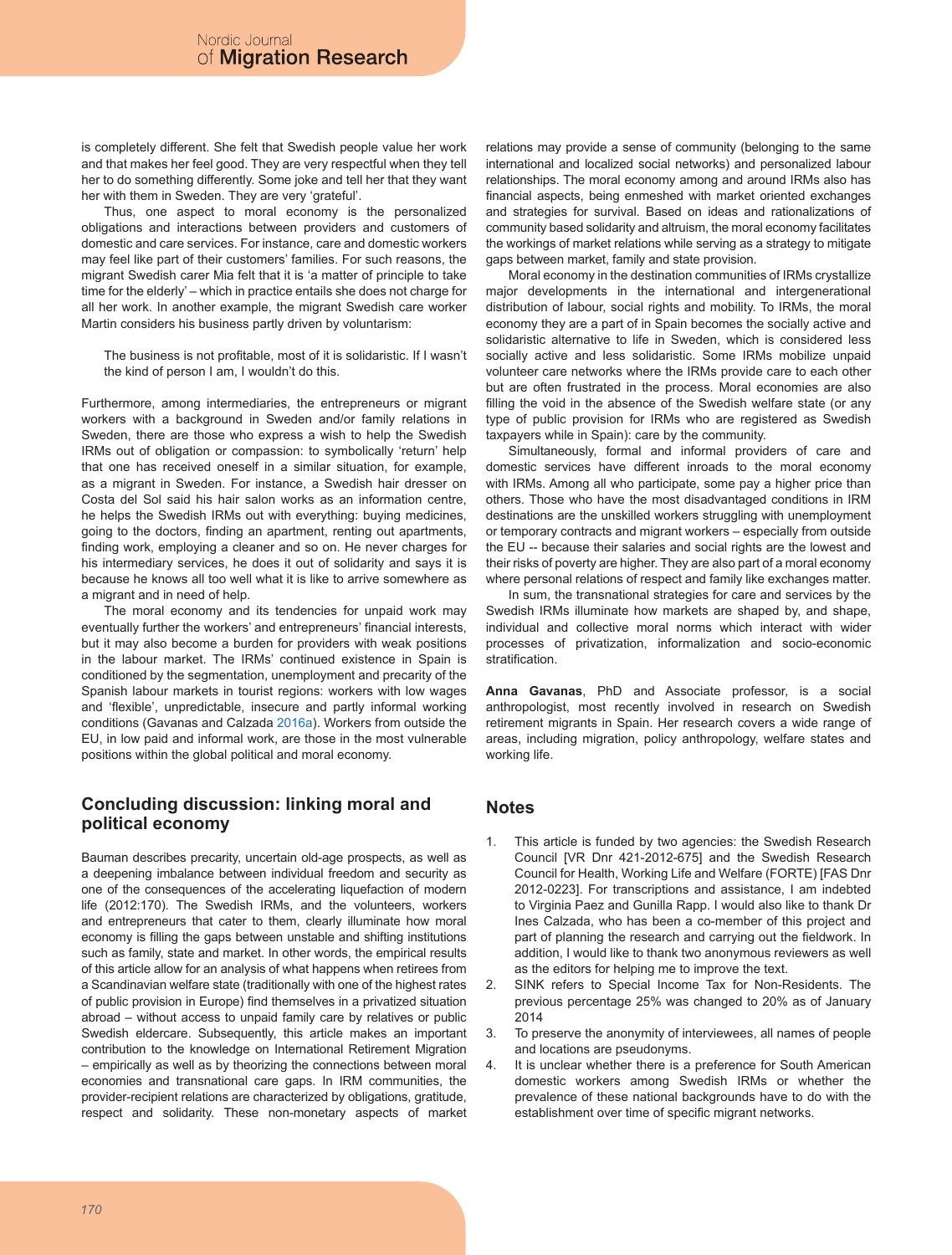is completely different. She felt that Swedish people value her work and that makes her feel good. They are very respectful when they tell her to do something differently. Some joke and tell her that they want her with them in Sweden. They are very 'grateful'.

Thus, one aspect to moral economy is the personalized obligations and interactions between providers and customers of domestic and care services. For instance, care and domestic workers may feel like part of their customers' families. For such reasons, the migrant Swedish carer Mia felt that it is 'a matter of principle to take time for the elderly' – which in practice entails she does not charge for all her work. In another example, the migrant Swedish care worker Martin considers his business partly driven by voluntarism:

> The business is not profitable, most of it is solidaristic. If I wasn't the kind of person I am, I wouldn't do this.

Furthermore, among intermediaries, the entrepreneurs or migrant workers with a background in Sweden and/or family relations in Sweden, there are those who express a wish to help the Swedish IRMs out of obligation or compassion: to symbolically 'return' help that one has received oneself in a similar situation, for example, as a migrant in Sweden. For instance, a Swedish hair dresser on Costa del Sol said his hair salon works as an information centre, he helps the Swedish IRMs out with everything: buying medicines, going to the doctors, finding an apartment, renting out apartments, finding work, employing a cleaner and so on. He never charges for his intermediary services, he does it out of solidarity and says it is because he knows all too well what it is like to arrive somewhere as a migrant and in need of help.

The moral economy and its tendencies for unpaid work may eventually further the workers' and entrepreneurs' financial interests, but it may also become a burden for providers with weak positions in the labour market. The IRMs' continued existence in Spain is conditioned by the segmentation, unemployment and precarity of the Spanish labour markets in tourist regions: workers with low wages and 'flexible', unpredictable, insecure and partly informal working conditions (Gavanas and Calzada 2016a). Workers from outside the EU, in low paid and informal work, are those in the most vulnerable positions within the global political and moral economy.

## Concluding discussion: linking moral and political economy

Bauman describes precarity, uncertain old-age prospects, as well as a deepening imbalance between individual freedom and security as one of the consequences of the accelerating liquefaction of modern life (2012:170). The Swedish IRMs, and the volunteers, workers and entrepreneurs that cater to them, clearly illuminate how moral economy is filling the gaps between unstable and shifting institutions such as family, state and market. In other words, the empirical results of this article allow for an analysis of what happens when retirees from a Scandinavian welfare state (traditionally with one of the highest rates of public provision in Europe) find themselves in a privatized situation abroad – without access to unpaid family care by relatives or public Swedish eldercare. Subsequently, this article makes an important contribution to the knowledge on International Retirement Migration – empirically as well as by theorizing the connections between moral economies and transnational care gaps. In IRM communities, the provider-recipient relations are characterized by obligations, gratitude, respect and solidarity. These non-monetary aspects of market relations may provide a sense of community (belonging to the same international and localized social networks) and personalized labour relationships. The moral economy among and around IRMs also has financial aspects, being enmeshed with market oriented exchanges and strategies for survival. Based on ideas and rationalizations of community based solidarity and altruism, the moral economy facilitates the workings of market relations while serving as a strategy to mitigate gaps between market, family and state provision.

Moral economy in the destination communities of IRMs crystallize major developments in the international and intergenerational distribution of labour, social rights and mobility. To IRMs, the moral economy they are a part of in Spain becomes the socially active and solidaristic alternative to life in Sweden, which is considered less socially active and less solidaristic. Some IRMs mobilize unpaid volunteer care networks where the IRMs provide care to each other but are often frustrated in the process. Moral economies are also filling the void in the absence of the Swedish welfare state (or any type of public provision for IRMs who are registered as Swedish taxpayers while in Spain): care by the community.

Simultaneously, formal and informal providers of care and domestic services have different inroads to the moral economy with IRMs. Among all who participate, some pay a higher price than others. Those who have the most disadvantaged conditions in IRM destinations are the unskilled workers struggling with unemployment or temporary contracts and migrant workers – especially from outside the EU -- because their salaries and social rights are the lowest and their risks of poverty are higher. They are also part of a moral economy where personal relations of respect and family like exchanges matter.

In sum, the transnational strategies for care and services by the Swedish IRMs illuminate how markets are shaped by, and shape, individual and collective moral norms which interact with wider processes of privatization, informalization and socio-economic stratification.

**Anna Gavanas**, PhD and Associate professor, is a social anthropologist, most recently involved in research on Swedish retirement migrants in Spain. Her research covers a wide range of areas, including migration, policy anthropology, welfare states and working life.

## Notes

1. This article is funded by two agencies: the Swedish Research Council [VR Dnr 421-2012-675] and the Swedish Research Council for Health, Working Life and Welfare (FORTE) [FAS Dnr 2012-0223]. For transcriptions and assistance, I am indebted to Virginia Paez and Gunilla Rapp. I would also like to thank Dr Ines Calzada, who has been a co-member of this project and part of planning the research and carrying out the fieldwork. In addition, I would like to thank two anonymous reviewers as well as the editors for helping me to improve the text.
2. SINK refers to Special Income Tax for Non-Residents. The previous percentage 25% was changed to 20% as of January 2014
3. To preserve the anonymity of interviewees, all names of people and locations are pseudonyms.
4. It is unclear whether there is a preference for South American domestic workers among Swedish IRMs or whether the prevalence of these national backgrounds have to do with the establishment over time of specific migrant networks.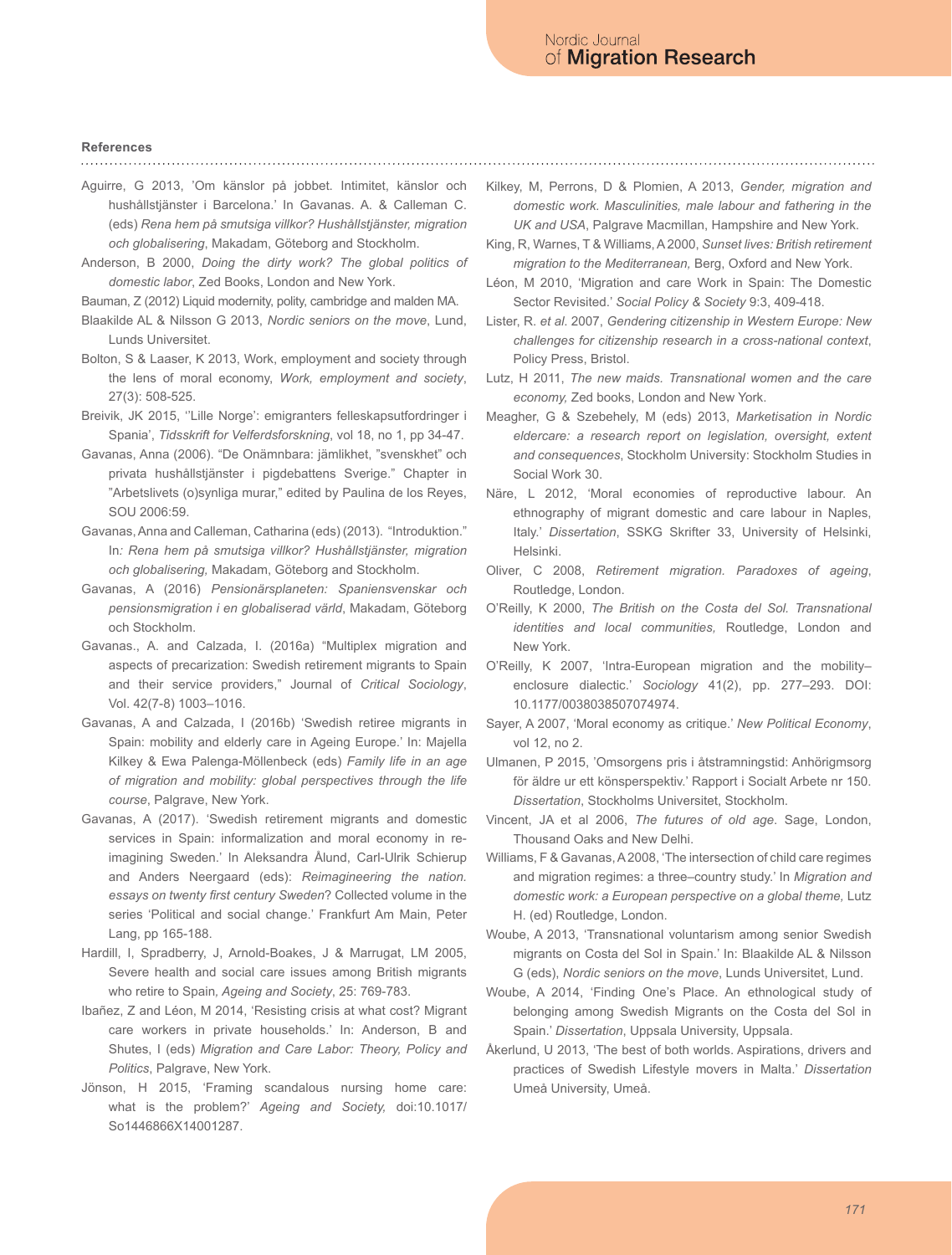**References**

Aguirre, G 2013, 'Om känslor på jobbet. Intimitet, känslor och hushållstjänster i Barcelona.' In Gavanas. A. & Calleman C. (eds) *Rena hem på smutsiga villkor? Hushållstjänster, migration och globalisering*, Makadam, Göteborg and Stockholm.

Anderson, B 2000, *Doing the dirty work? The global politics of domestic labor*, Zed Books, London and New York.

Bauman, Z (2012) Liquid modernity, polity, cambridge and malden MA.

Blaakilde AL & Nilsson G 2013, *Nordic seniors on the move*, Lund, Lunds Universitet.

Bolton, S & Laaser, K 2013, Work, employment and society through the lens of moral economy, *Work, employment and society*, 27(3): 508-525.

Breivik, JK 2015, ''Lille Norge': emigranters felleskapsutfordringer i Spania', *Tidsskrift for Velferdsforskning*, vol 18, no 1, pp 34-47.

Gavanas, Anna (2006). "De Onämnbara: jämlikhet, "svenskhet" och privata hushållstjänster i pigdebattens Sverige." Chapter in "Arbetslivets (o)synliga murar," edited by Paulina de los Reyes, SOU 2006:59.

Gavanas, Anna and Calleman, Catharina (eds) (2013). "Introduktion." In*: Rena hem på smutsiga villkor? Hushållstjänster, migration och globalisering,* Makadam, Göteborg and Stockholm.

Gavanas, A (2016) *Pensionärsplaneten: Spaniensvenskar och pensionsmigration i en globaliserad värld*, Makadam, Göteborg och Stockholm.

Gavanas., A. and Calzada, I. (2016a) "Multiplex migration and aspects of precarization: Swedish retirement migrants to Spain and their service providers," Journal of *Critical Sociology*, Vol. 42(7-8) 1003–1016.

Gavanas, A and Calzada, I (2016b) 'Swedish retiree migrants in Spain: mobility and elderly care in Ageing Europe.' In: Majella Kilkey & Ewa Palenga-Möllenbeck (eds) *Family life in an age of migration and mobility: global perspectives through the life course*, Palgrave, New York.

Gavanas, A (2017). 'Swedish retirement migrants and domestic services in Spain: informalization and moral economy in re-imagining Sweden.' In Aleksandra Ålund, Carl-Ulrik Schierup and Anders Neergaard (eds): *Reimagineering the nation. essays on twenty first century Sweden*? Collected volume in the series 'Political and social change.' Frankfurt Am Main, Peter Lang, pp 165-188.

Hardill, I, Spradberry, J, Arnold-Boakes, J & Marrugat, LM 2005, Severe health and social care issues among British migrants who retire to Spain*, Ageing and Society*, 25: 769-783.

Ibañez, Z and Léon, M 2014, 'Resisting crisis at what cost? Migrant care workers in private households.' In: Anderson, B and Shutes, I (eds) *Migration and Care Labor: Theory, Policy and Politics*, Palgrave, New York.

Jönson, H 2015, 'Framing scandalous nursing home care: what is the problem?' *Ageing and Society,* doi:10.1017/So1446866X14001287.

Kilkey, M, Perrons, D & Plomien, A 2013, *Gender, migration and domestic work. Masculinities, male labour and fathering in the UK and USA*, Palgrave Macmillan, Hampshire and New York.

King, R, Warnes, T & Williams, A 2000, *Sunset lives: British retirement migration to the Mediterranean,* Berg, Oxford and New York.

Léon, M 2010, 'Migration and care Work in Spain: The Domestic Sector Revisited.' *Social Policy & Society* 9:3, 409-418.

Lister, R. *et al.* 2007, *Gendering citizenship in Western Europe: New challenges for citizenship research in a cross-national context*, Policy Press, Bristol.

Lutz, H 2011, *The new maids. Transnational women and the care economy,* Zed books, London and New York.

Meagher, G & Szebehely, M (eds) 2013, *Marketisation in Nordic eldercare: a research report on legislation, oversight, extent and consequences*, Stockholm University: Stockholm Studies in Social Work 30.

Näre, L 2012, 'Moral economies of reproductive labour. An ethnography of migrant domestic and care labour in Naples, Italy.' *Dissertation*, SSKG Skrifter 33, University of Helsinki, Helsinki.

Oliver, C 2008, *Retirement migration. Paradoxes of ageing*, Routledge, London.

O'Reilly, K 2000, *The British on the Costa del Sol. Transnational identities and local communities,* Routledge, London and New York.

O'Reilly, K 2007, 'Intra-European migration and the mobility–enclosure dialectic.' *Sociology* 41(2), pp. 277–293. DOI: 10.1177/0038038507074974.

Sayer, A 2007, 'Moral economy as critique.' *New Political Economy*, vol 12, no 2.

Ulmanen, P 2015, 'Omsorgens pris i åtstramningstid: Anhörigmsorg för äldre ur ett könsperspektiv.' Rapport i Socialt Arbete nr 150. *Dissertation*, Stockholms Universitet, Stockholm.

Vincent, JA et al 2006, *The futures of old age*. Sage, London, Thousand Oaks and New Delhi.

Williams, F & Gavanas, A 2008, 'The intersection of child care regimes and migration regimes: a three–country study.' In *Migration and domestic work: a European perspective on a global theme,* Lutz H. (ed) Routledge, London.

Woube, A 2013, 'Transnational voluntarism among senior Swedish migrants on Costa del Sol in Spain.' In: Blaakilde AL & Nilsson G (eds), *Nordic seniors on the move*, Lunds Universitet, Lund.

Woube, A 2014, 'Finding One's Place. An ethnological study of belonging among Swedish Migrants on the Costa del Sol in Spain.' *Dissertation*, Uppsala University, Uppsala.

Åkerlund, U 2013, 'The best of both worlds. Aspirations, drivers and practices of Swedish Lifestyle movers in Malta.' *Dissertation* Umeå University, Umeå.